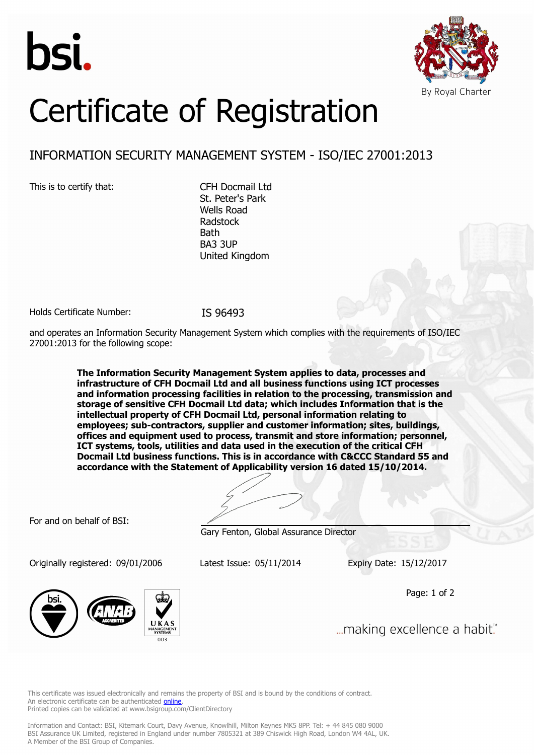bsi.

By Royal Charter

# Certificate of Registration

## INFORMATION SECURITY MANAGEMENT SYSTEM - ISO/IEC 27001:2013

This is to certify that:

CFH Docmail Ltd
St. Peter's Park
Wells Road
Radstock
Bath
BA3 3UP
United Kingdom

Holds Certificate Number: IS 96493

and operates an Information Security Management System which complies with the requirements of ISO/IEC 27001:2013 for the following scope:

**The Information Security Management System applies to data, processes and infrastructure of CFH Docmail Ltd and all business functions using ICT processes and information processing facilities in relation to the processing, transmission and storage of sensitive CFH Docmail Ltd data; which includes Information that is the intellectual property of CFH Docmail Ltd, personal information relating to employees; sub-contractors, supplier and customer information; sites, buildings, offices and equipment used to process, transmit and store information; personnel, ICT systems, tools, utilities and data used in the execution of the critical CFH Docmail Ltd business functions. This is in accordance with C&CCC Standard 55 and accordance with the Statement of Applicability version 16 dated 15/10/2014.**

For and on behalf of BSI:

Gary Fenton, Global Assurance Director

Originally registered: 09/01/2006 Latest Issue: 05/11/2014 Expiry Date: 15/12/2017

...making excellence a habit.™

This certificate was issued electronically and remains the property of BSI and is bound by the conditions of contract.
An electronic certificate can be authenticated online.
Printed copies can be validated at www.bsigroup.com/ClientDirectory

Information and Contact: BSI, Kitemark Court, Davy Avenue, Knowlhill, Milton Keynes MK5 8PP. Tel: + 44 845 080 9000
BSI Assurance UK Limited, registered in England under number 7805321 at 389 Chiswick High Road, London W4 4AL, UK.
A Member of the BSI Group of Companies.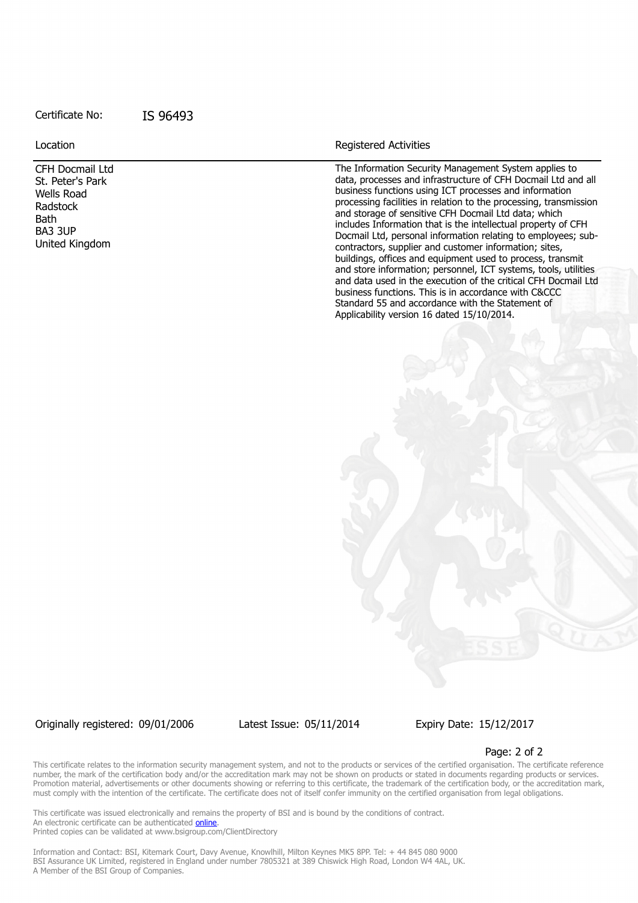Certificate No: IS 96493

| Location | Registered Activities |
| --- | --- |
| CFH Docmail Ltd<br>St. Peter's Park<br>Wells Road<br>Radstock<br>Bath<br>BA3 3UP<br>United Kingdom | The Information Security Management System applies to data, processes and infrastructure of CFH Docmail Ltd and all business functions using ICT processes and information processing facilities in relation to the processing, transmission and storage of sensitive CFH Docmail Ltd data; which includes Information that is the intellectual property of CFH Docmail Ltd, personal information relating to employees; sub-contractors, supplier and customer information; sites, buildings, offices and equipment used to process, transmit and store information; personnel, ICT systems, tools, utilities and data used in the execution of the critical CFH Docmail Ltd business functions. This is in accordance with C&CCC Standard 55 and accordance with the Statement of Applicability version 16 dated 15/10/2014. |

Originally registered: 09/01/2006 Latest Issue: 05/11/2014 Expiry Date: 15/12/2017

This certificate relates to the information security management system, and not to the products or services of the certified organisation. The certificate reference number, the mark of the certification body and/or the accreditation mark may not be shown on products or stated in documents regarding products or services. Promotion material, advertisements or other documents showing or referring to this certificate, the trademark of the certification body, or the accreditation mark, must comply with the intention of the certificate. The certificate does not of itself confer immunity on the certified organisation from legal obligations.

This certificate was issued electronically and remains the property of BSI and is bound by the conditions of contract.
An electronic certificate can be authenticated online.
Printed copies can be validated at www.bsigroup.com/ClientDirectory

Information and Contact: BSI, Kitemark Court, Davy Avenue, Knowlhill, Milton Keynes MK5 8PP. Tel: + 44 845 080 9000
BSI Assurance UK Limited, registered in England under number 7805321 at 389 Chiswick High Road, London W4 4AL, UK.
A Member of the BSI Group of Companies.